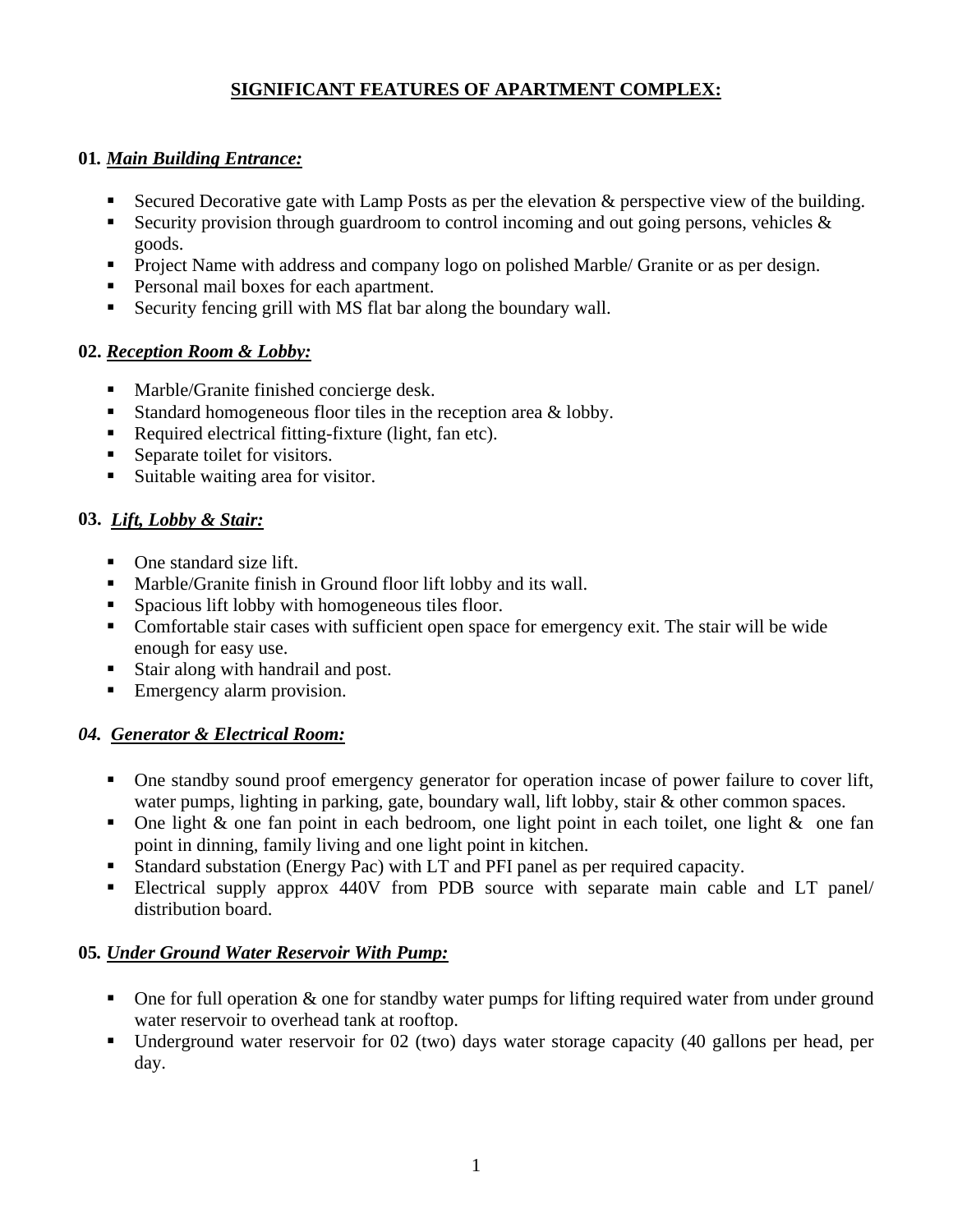# SIGNIFICANT FEATURES OF APARTMENT COMPLEX:

### 01. *Main Building Entrance:*

- Secured Decorative gate with Lamp Posts as per the elevation & perspective view of the building.
- Security provision through guardroom to control incoming and out going persons, vehicles & goods.
- Project Name with address and company logo on polished Marble/ Granite or as per design.
- Personal mail boxes for each apartment.
- Security fencing grill with MS flat bar along the boundary wall.

### 02. *Reception Room & Lobby:*

- Marble/Granite finished concierge desk.
- Standard homogeneous floor tiles in the reception area & lobby.
- Required electrical fitting-fixture (light, fan etc).
- Separate toilet for visitors.
- Suitable waiting area for visitor.

### 03. *Lift, Lobby & Stair:*

- One standard size lift.
- Marble/Granite finish in Ground floor lift lobby and its wall.
- Spacious lift lobby with homogeneous tiles floor.
- Comfortable stair cases with sufficient open space for emergency exit. The stair will be wide enough for easy use.
- Stair along with handrail and post.
- Emergency alarm provision.

### *04. Generator & Electrical Room:*

- One standby sound proof emergency generator for operation incase of power failure to cover lift, water pumps, lighting in parking, gate, boundary wall, lift lobby, stair & other common spaces.
- One light & one fan point in each bedroom, one light point in each toilet, one light & one fan point in dinning, family living and one light point in kitchen.
- Standard substation (Energy Pac) with LT and PFI panel as per required capacity.
- Electrical supply approx 440V from PDB source with separate main cable and LT panel/ distribution board.

### 05. *Under Ground Water Reservoir With Pump:*

- One for full operation & one for standby water pumps for lifting required water from under ground water reservoir to overhead tank at rooftop.
- Underground water reservoir for 02 (two) days water storage capacity (40 gallons per head, per day.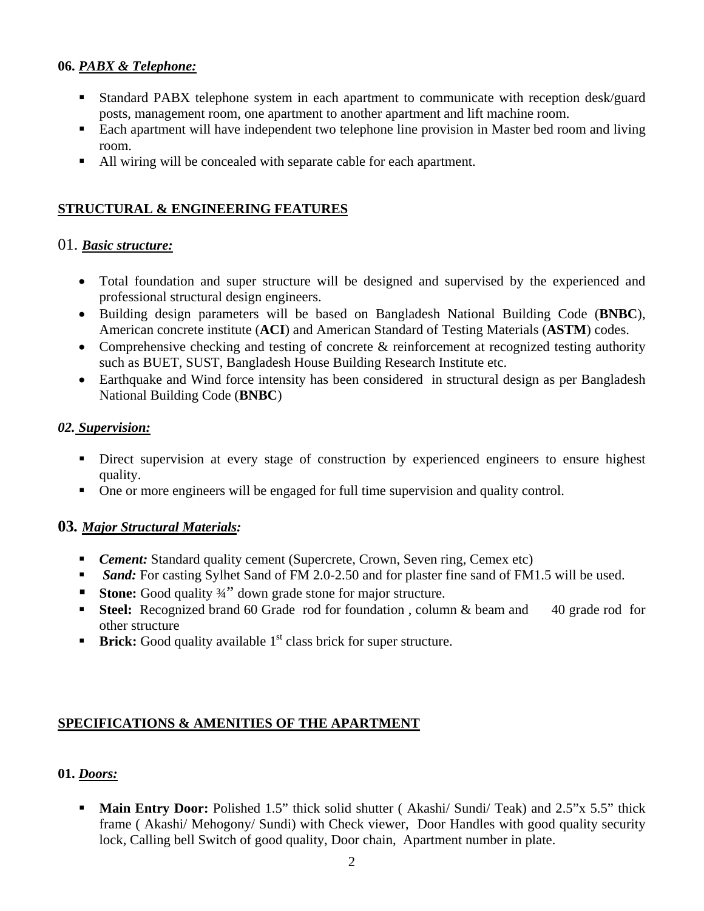**06.** ***PABX & Telephone:***

- Standard PABX telephone system in each apartment to communicate with reception desk/guard posts, management room, one apartment to another apartment and lift machine room.
- Each apartment will have independent two telephone line provision in Master bed room and living room.
- All wiring will be concealed with separate cable for each apartment.

## STRUCTURAL & ENGINEERING FEATURES

### 01. ***Basic structure:***

- Total foundation and super structure will be designed and supervised by the experienced and professional structural design engineers.
- Building design parameters will be based on Bangladesh National Building Code (**BNBC**), American concrete institute (**ACI**) and American Standard of Testing Materials (**ASTM**) codes.
- Comprehensive checking and testing of concrete & reinforcement at recognized testing authority such as BUET, SUST, Bangladesh House Building Research Institute etc.
- Earthquake and Wind force intensity has been considered in structural design as per Bangladesh National Building Code (**BNBC**)

### ***02. Supervision:***

- Direct supervision at every stage of construction by experienced engineers to ensure highest quality.
- One or more engineers will be engaged for full time supervision and quality control.

### **03.** ***Major Structural Materials:***

- ***Cement:*** Standard quality cement (Supercrete, Crown, Seven ring, Cemex etc)
- ***Sand:*** For casting Sylhet Sand of FM 2.0-2.50 and for plaster fine sand of FM1.5 will be used.
- **Stone:** Good quality ¾" down grade stone for major structure.
- **Steel:** Recognized brand 60 Grade rod for foundation , column & beam and 40 grade rod for other structure
- **Brick:** Good quality available 1st class brick for super structure.

## SPECIFICATIONS & AMENITIES OF THE APARTMENT

### **01.** ***Doors:***

- **Main Entry Door:** Polished 1.5" thick solid shutter ( Akashi/ Sundi/ Teak) and 2.5"x 5.5" thick frame ( Akashi/ Mehogony/ Sundi) with Check viewer, Door Handles with good quality security lock, Calling bell Switch of good quality, Door chain, Apartment number in plate.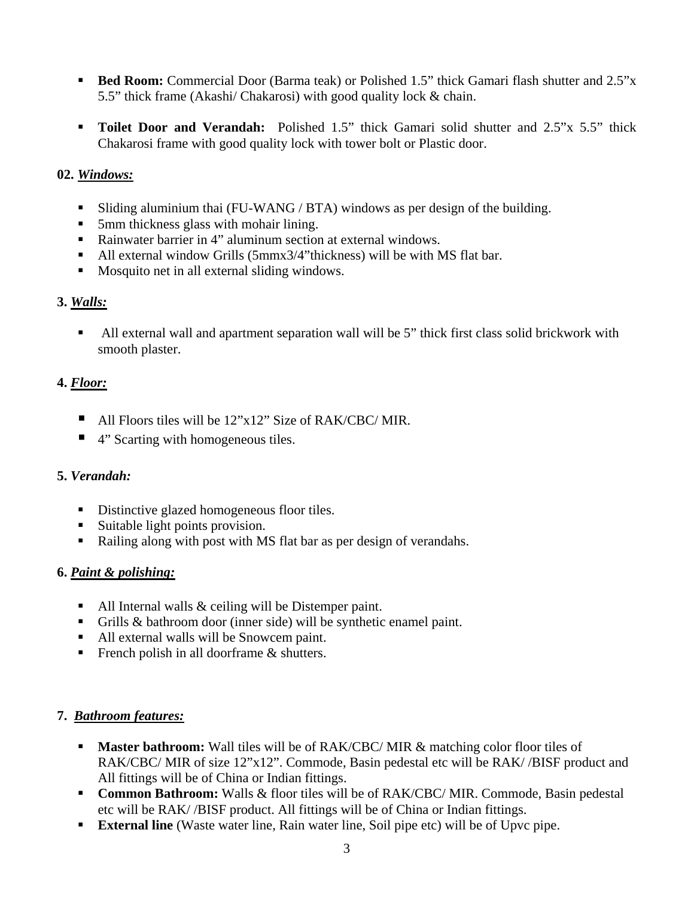- **Bed Room:** Commercial Door (Barma teak) or Polished 1.5” thick Gamari flash shutter and 2.5”x 5.5” thick frame (Akashi/ Chakarosi) with good quality lock & chain.

- **Toilet Door and Verandah:** Polished 1.5” thick Gamari solid shutter and 2.5”x 5.5” thick Chakarosi frame with good quality lock with tower bolt or Plastic door.

**02. *Windows:***

- Sliding aluminium thai (FU-WANG / BTA) windows as per design of the building.
- 5mm thickness glass with mohair lining.
- Rainwater barrier in 4” aluminum section at external windows.
- All external window Grills (5mmx3/4”thickness) will be with MS flat bar.
- Mosquito net in all external sliding windows.

**3. *Walls:***

- All external wall and apartment separation wall will be 5” thick first class solid brickwork with smooth plaster.

**4. *Floor:***

- All Floors tiles will be 12”x12” Size of RAK/CBC/ MIR.
- 4” Scarting with homogeneous tiles.

**5. *Verandah:***

- Distinctive glazed homogeneous floor tiles.
- Suitable light points provision.
- Railing along with post with MS flat bar as per design of verandahs.

**6. *Paint & polishing:***

- All Internal walls & ceiling will be Distemper paint.
- Grills & bathroom door (inner side) will be synthetic enamel paint.
- All external walls will be Snowcem paint.
- French polish in all doorframe & shutters.

**7. *Bathroom features:***

- **Master bathroom:** Wall tiles will be of RAK/CBC/ MIR & matching color floor tiles of RAK/CBC/ MIR of size 12”x12”. Commode, Basin pedestal etc will be RAK/ /BISF product and All fittings will be of China or Indian fittings.
- **Common Bathroom:** Walls & floor tiles will be of RAK/CBC/ MIR. Commode, Basin pedestal etc will be RAK/ /BISF product. All fittings will be of China or Indian fittings.
- **External line** (Waste water line, Rain water line, Soil pipe etc) will be of Upvc pipe.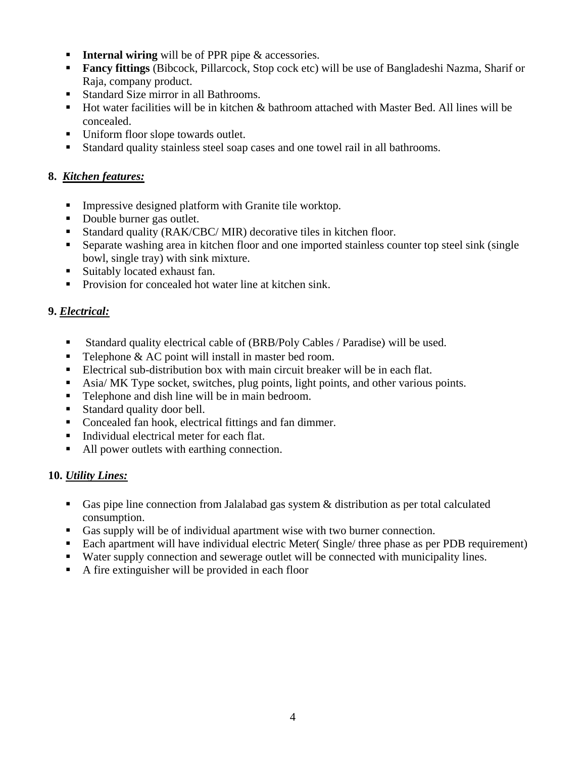- **Internal wiring** will be of PPR pipe & accessories.
- **Fancy fittings** (Bibcock, Pillarcock, Stop cock etc) will be use of Bangladeshi Nazma, Sharif or Raja, company product.
- Standard Size mirror in all Bathrooms.
- Hot water facilities will be in kitchen & bathroom attached with Master Bed. All lines will be concealed.
- Uniform floor slope towards outlet.
- Standard quality stainless steel soap cases and one towel rail in all bathrooms.

**8. *Kitchen features:***

- Impressive designed platform with Granite tile worktop.
- Double burner gas outlet.
- Standard quality (RAK/CBC/ MIR) decorative tiles in kitchen floor.
- Separate washing area in kitchen floor and one imported stainless counter top steel sink (single bowl, single tray) with sink mixture.
- Suitably located exhaust fan.
- Provision for concealed hot water line at kitchen sink.

**9. *Electrical:***

- Standard quality electrical cable of (BRB/Poly Cables / Paradise) will be used.
- Telephone & AC point will install in master bed room.
- Electrical sub-distribution box with main circuit breaker will be in each flat.
- Asia/ MK Type socket, switches, plug points, light points, and other various points.
- Telephone and dish line will be in main bedroom.
- Standard quality door bell.
- Concealed fan hook, electrical fittings and fan dimmer.
- Individual electrical meter for each flat.
- All power outlets with earthing connection.

**10. *Utility Lines:***

- Gas pipe line connection from Jalalabad gas system & distribution as per total calculated consumption.
- Gas supply will be of individual apartment wise with two burner connection.
- Each apartment will have individual electric Meter( Single/ three phase as per PDB requirement)
- Water supply connection and sewerage outlet will be connected with municipality lines.
- A fire extinguisher will be provided in each floor